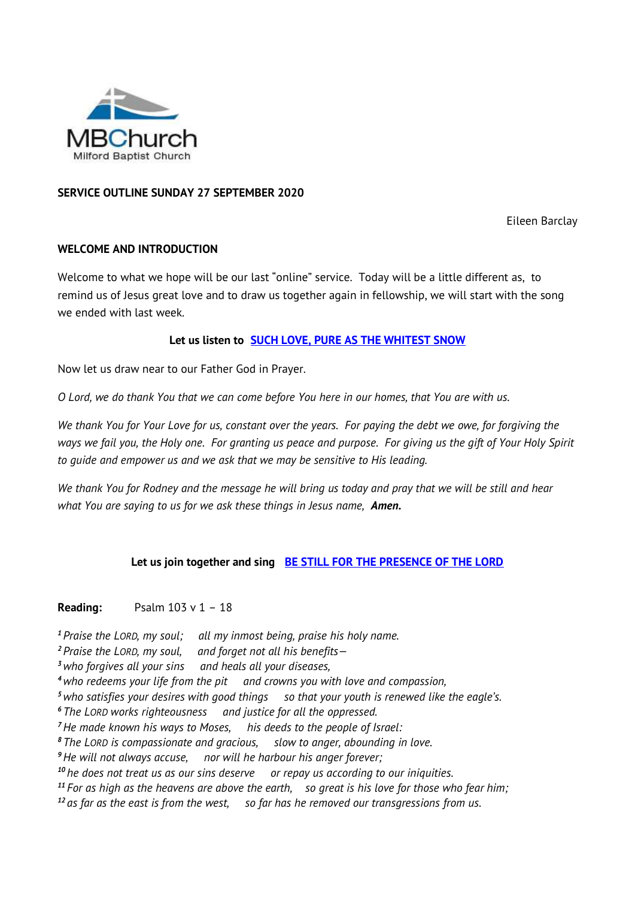MBChurch
Milford Baptist Church

**SERVICE OUTLINE SUNDAY 27 SEPTEMBER 2020**

Eileen Barclay

**WELCOME AND INTRODUCTION**

Welcome to what we hope will be our last "online" service. Today will be a little different as, to remind us of Jesus great love and to draw us together again in fellowship, we will start with the song we ended with last week.

**Let us listen to SUCH LOVE, PURE AS THE WHITEST SNOW**

Now let us draw near to our Father God in Prayer.

*O Lord, we do thank You that we can come before You here in our homes, that You are with us.*

*We thank You for Your Love for us, constant over the years. For paying the debt we owe, for forgiving the ways we fail you, the Holy one. For granting us peace and purpose. For giving us the gift of Your Holy Spirit to guide and empower us and we ask that we may be sensitive to His leading.*

*We thank You for Rodney and the message he will bring us today and pray that we will be still and hear what You are saying to us for we ask these things in Jesus name,* ***Amen.***

**Let us join together and sing BE STILL FOR THE PRESENCE OF THE LORD**

**Reading:** Psalm 103 v 1 – 18

[1] *Praise the LORD, my soul; all my inmost being, praise his holy name.*
[2] *Praise the LORD, my soul, and forget not all his benefits—*
[3] *who forgives all your sins and heals all your diseases,*
[4] *who redeems your life from the pit and crowns you with love and compassion,*
[5] *who satisfies your desires with good things so that your youth is renewed like the eagle's.*
[6] *The LORD works righteousness and justice for all the oppressed.*
[7] *He made known his ways to Moses, his deeds to the people of Israel:*
[8] *The LORD is compassionate and gracious, slow to anger, abounding in love.*
[9] *He will not always accuse, nor will he harbour his anger forever;*
[10] *he does not treat us as our sins deserve or repay us according to our iniquities.*
[11] *For as high as the heavens are above the earth, so great is his love for those who fear him;*
[12] *as far as the east is from the west, so far has he removed our transgressions from us.*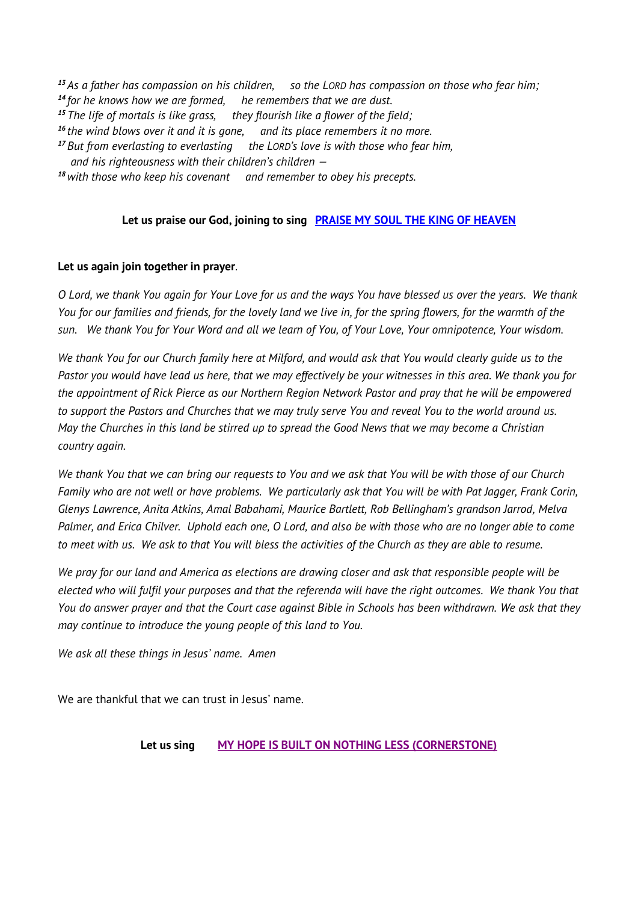*[13] As a father has compassion on his children, so the LORD has compassion on those who fear him;*
*[14] for he knows how we are formed, he remembers that we are dust.*
*[15] The life of mortals is like grass, they flourish like a flower of the field;*
*[16] the wind blows over it and it is gone, and its place remembers it no more.*
*[17] But from everlasting to everlasting the LORD's love is with those who fear him,*
*and his righteousness with their children's children —*
*[18] with those who keep his covenant and remember to obey his precepts.*

**Let us praise our God, joining to sing [PRAISE MY SOUL THE KING OF HEAVEN]**

**Let us again join together in prayer**.

*O Lord, we thank You again for Your Love for us and the ways You have blessed us over the years. We thank You for our families and friends, for the lovely land we live in, for the spring flowers, for the warmth of the sun. We thank You for Your Word and all we learn of You, of Your Love, Your omnipotence, Your wisdom.*

*We thank You for our Church family here at Milford, and would ask that You would clearly guide us to the Pastor you would have lead us here, that we may effectively be your witnesses in this area. We thank you for the appointment of Rick Pierce as our Northern Region Network Pastor and pray that he will be empowered to support the Pastors and Churches that we may truly serve You and reveal You to the world around us. May the Churches in this land be stirred up to spread the Good News that we may become a Christian country again.*

*We thank You that we can bring our requests to You and we ask that You will be with those of our Church Family who are not well or have problems. We particularly ask that You will be with Pat Jagger, Frank Corin, Glenys Lawrence, Anita Atkins, Amal Babahami, Maurice Bartlett, Rob Bellingham's grandson Jarrod, Melva Palmer, and Erica Chilver. Uphold each one, O Lord, and also be with those who are no longer able to come to meet with us. We ask to that You will bless the activities of the Church as they are able to resume.*

*We pray for our land and America as elections are drawing closer and ask that responsible people will be elected who will fulfil your purposes and that the referenda will have the right outcomes. We thank You that You do answer prayer and that the Court case against Bible in Schools has been withdrawn. We ask that they may continue to introduce the young people of this land to You.*

*We ask all these things in Jesus' name. Amen*

We are thankful that we can trust in Jesus' name.

**Let us sing [MY HOPE IS BUILT ON NOTHING LESS (CORNERSTONE)]**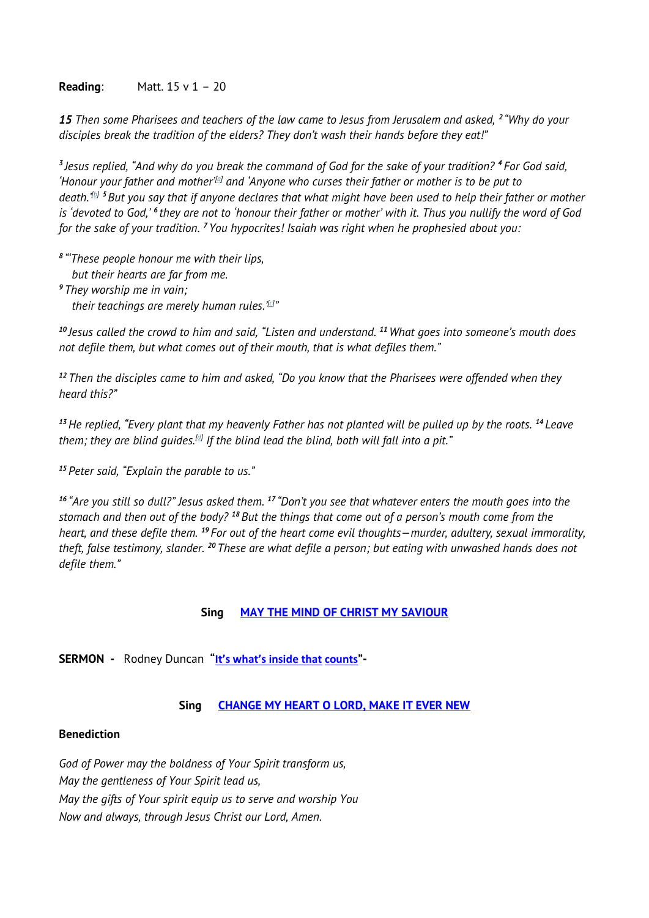**Reading**: Matt. 15 v 1 – 20

*15 Then some Pharisees and teachers of the law came to Jesus from Jerusalem and asked, [2] "Why do your disciples break the tradition of the elders? They don't wash their hands before they eat!"*

*[3] Jesus replied, "And why do you break the command of God for the sake of your tradition? [4] For God said, 'Honour your father and mother'[a] and 'Anyone who curses their father or mother is to be put to death.'[b] [5] But you say that if anyone declares that what might have been used to help their father or mother is 'devoted to God,' [6] they are not to 'honour their father or mother' with it. Thus you nullify the word of God for the sake of your tradition. [7] You hypocrites! Isaiah was right when he prophesied about you:*

*[8] "'These people honour me with their lips,*
*but their hearts are far from me.*
*[9] They worship me in vain;*
*their teachings are merely human rules.'[c]"*

*[10] Jesus called the crowd to him and said, "Listen and understand. [11] What goes into someone's mouth does not defile them, but what comes out of their mouth, that is what defiles them."*

*[12] Then the disciples came to him and asked, "Do you know that the Pharisees were offended when they heard this?"*

*[13] He replied, "Every plant that my heavenly Father has not planted will be pulled up by the roots. [14] Leave them; they are blind guides.[d] If the blind lead the blind, both will fall into a pit."*

*[15] Peter said, "Explain the parable to us."*

*[16] "Are you still so dull?" Jesus asked them. [17] "Don't you see that whatever enters the mouth goes into the stomach and then out of the body? [18] But the things that come out of a person's mouth come from the heart, and these defile them. [19] For out of the heart come evil thoughts—murder, adultery, sexual immorality, theft, false testimony, slander. [20] These are what defile a person; but eating with unwashed hands does not defile them."*

**Sing** **MAY THE MIND OF CHRIST MY SAVIOUR**

**SERMON -** Rodney Duncan **"It's what's inside that counts"-**

**Sing** **CHANGE MY HEART O LORD, MAKE IT EVER NEW**

**Benediction**

*God of Power may the boldness of Your Spirit transform us,*
*May the gentleness of Your Spirit lead us,*
*May the gifts of Your spirit equip us to serve and worship You*
*Now and always, through Jesus Christ our Lord, Amen.*